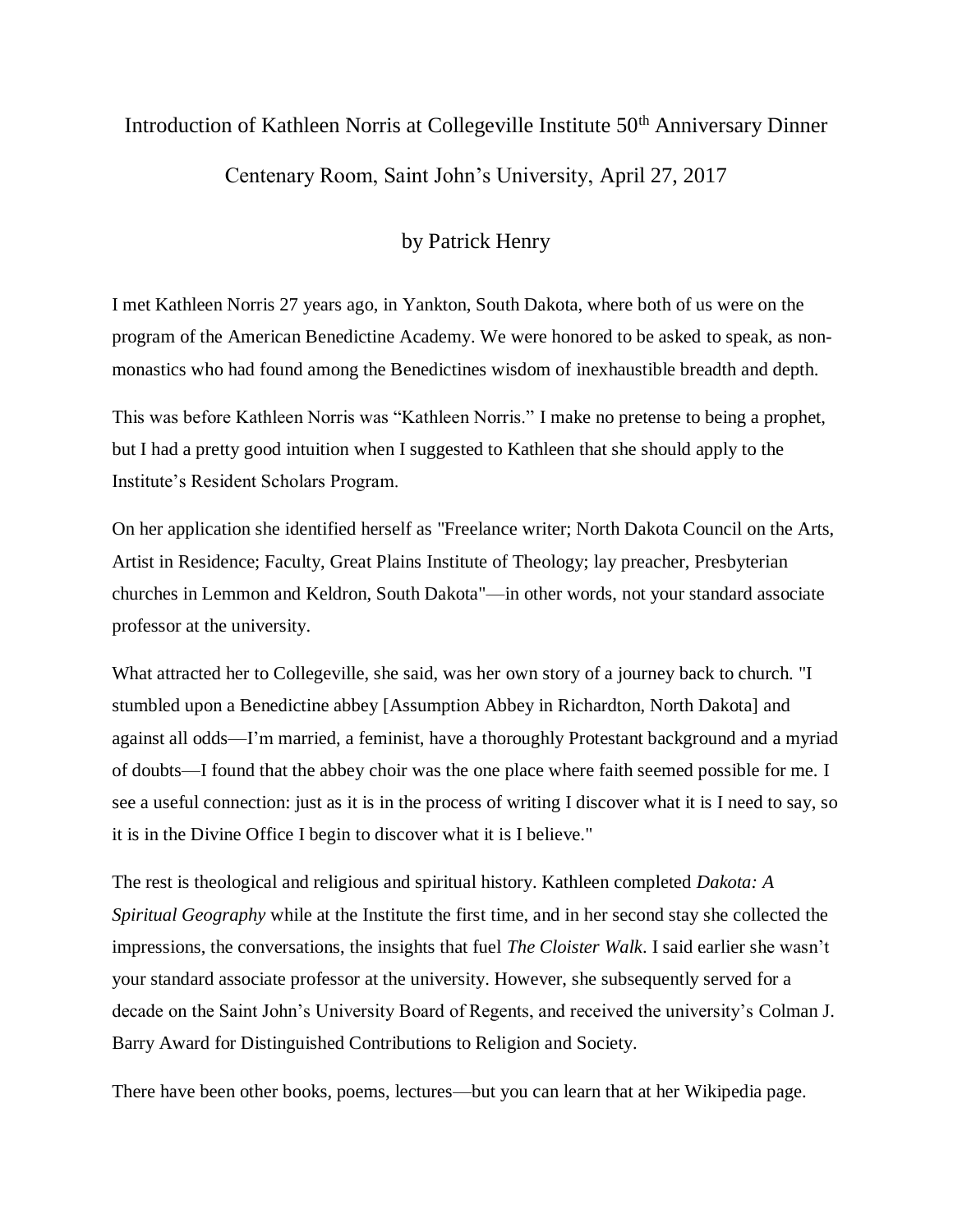# Introduction of Kathleen Norris at Collegeville Institute 50th Anniversary Dinner

## Centenary Room, Saint John's University, April 27, 2017

### by Patrick Henry

I met Kathleen Norris 27 years ago, in Yankton, South Dakota, where both of us were on the program of the American Benedictine Academy. We were honored to be asked to speak, as non-monastics who had found among the Benedictines wisdom of inexhaustible breadth and depth.

This was before Kathleen Norris was "Kathleen Norris." I make no pretense to being a prophet, but I had a pretty good intuition when I suggested to Kathleen that she should apply to the Institute's Resident Scholars Program.

On her application she identified herself as "Freelance writer; North Dakota Council on the Arts, Artist in Residence; Faculty, Great Plains Institute of Theology; lay preacher, Presbyterian churches in Lemmon and Keldron, South Dakota"—in other words, not your standard associate professor at the university.

What attracted her to Collegeville, she said, was her own story of a journey back to church. "I stumbled upon a Benedictine abbey [Assumption Abbey in Richardton, North Dakota] and against all odds—I'm married, a feminist, have a thoroughly Protestant background and a myriad of doubts—I found that the abbey choir was the one place where faith seemed possible for me. I see a useful connection: just as it is in the process of writing I discover what it is I need to say, so it is in the Divine Office I begin to discover what it is I believe."

The rest is theological and religious and spiritual history. Kathleen completed *Dakota: A Spiritual Geography* while at the Institute the first time, and in her second stay she collected the impressions, the conversations, the insights that fuel *The Cloister Walk*. I said earlier she wasn't your standard associate professor at the university. However, she subsequently served for a decade on the Saint John's University Board of Regents, and received the university's Colman J. Barry Award for Distinguished Contributions to Religion and Society.

There have been other books, poems, lectures—but you can learn that at her Wikipedia page.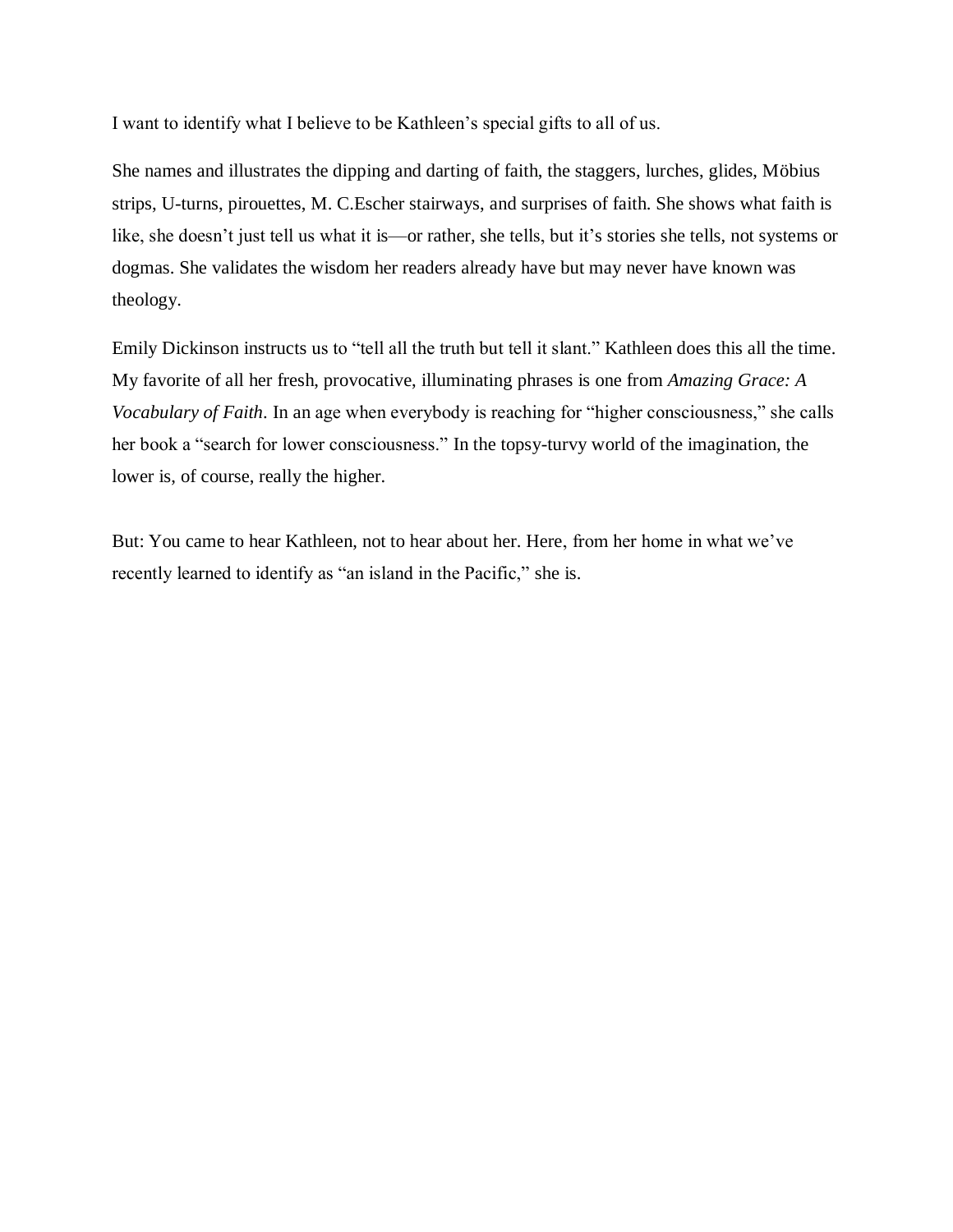I want to identify what I believe to be Kathleen's special gifts to all of us.

She names and illustrates the dipping and darting of faith, the staggers, lurches, glides, Möbius strips, U-turns, pirouettes, M. C.Escher stairways, and surprises of faith. She shows what faith is like, she doesn't just tell us what it is—or rather, she tells, but it's stories she tells, not systems or dogmas. She validates the wisdom her readers already have but may never have known was theology.

Emily Dickinson instructs us to "tell all the truth but tell it slant." Kathleen does this all the time. My favorite of all her fresh, provocative, illuminating phrases is one from *Amazing Grace: A Vocabulary of Faith*. In an age when everybody is reaching for "higher consciousness," she calls her book a "search for lower consciousness." In the topsy-turvy world of the imagination, the lower is, of course, really the higher.

But: You came to hear Kathleen, not to hear about her. Here, from her home in what we've recently learned to identify as "an island in the Pacific," she is.